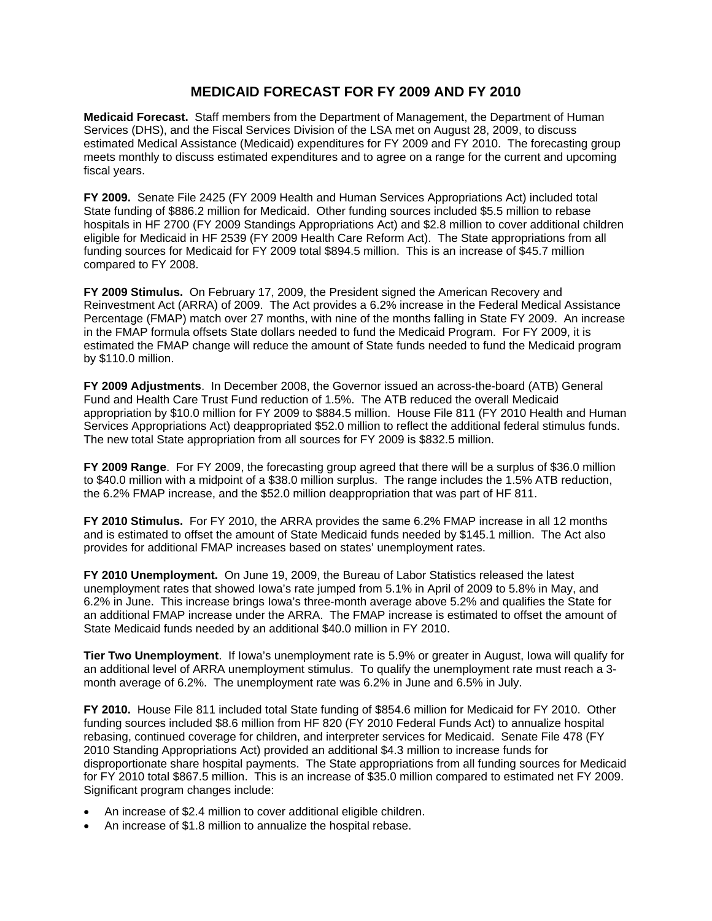# MEDICAID FORECAST FOR FY 2009 AND FY 2010

**Medicaid Forecast.** Staff members from the Department of Management, the Department of Human Services (DHS), and the Fiscal Services Division of the LSA met on August 28, 2009, to discuss estimated Medical Assistance (Medicaid) expenditures for FY 2009 and FY 2010. The forecasting group meets monthly to discuss estimated expenditures and to agree on a range for the current and upcoming fiscal years.

**FY 2009.** Senate File 2425 (FY 2009 Health and Human Services Appropriations Act) included total State funding of $886.2 million for Medicaid. Other funding sources included $5.5 million to rebase hospitals in HF 2700 (FY 2009 Standings Appropriations Act) and $2.8 million to cover additional children eligible for Medicaid in HF 2539 (FY 2009 Health Care Reform Act). The State appropriations from all funding sources for Medicaid for FY 2009 total $894.5 million. This is an increase of $45.7 million compared to FY 2008.

**FY 2009 Stimulus.** On February 17, 2009, the President signed the American Recovery and Reinvestment Act (ARRA) of 2009. The Act provides a 6.2% increase in the Federal Medical Assistance Percentage (FMAP) match over 27 months, with nine of the months falling in State FY 2009. An increase in the FMAP formula offsets State dollars needed to fund the Medicaid Program. For FY 2009, it is estimated the FMAP change will reduce the amount of State funds needed to fund the Medicaid program by $110.0 million.

**FY 2009 Adjustments**. In December 2008, the Governor issued an across-the-board (ATB) General Fund and Health Care Trust Fund reduction of 1.5%. The ATB reduced the overall Medicaid appropriation by $10.0 million for FY 2009 to $884.5 million. House File 811 (FY 2010 Health and Human Services Appropriations Act) deappropriated $52.0 million to reflect the additional federal stimulus funds. The new total State appropriation from all sources for FY 2009 is $832.5 million.

**FY 2009 Range**. For FY 2009, the forecasting group agreed that there will be a surplus of $36.0 million to $40.0 million with a midpoint of a $38.0 million surplus. The range includes the 1.5% ATB reduction, the 6.2% FMAP increase, and the $52.0 million deappropriation that was part of HF 811.

**FY 2010 Stimulus.** For FY 2010, the ARRA provides the same 6.2% FMAP increase in all 12 months and is estimated to offset the amount of State Medicaid funds needed by $145.1 million. The Act also provides for additional FMAP increases based on states' unemployment rates.

**FY 2010 Unemployment.** On June 19, 2009, the Bureau of Labor Statistics released the latest unemployment rates that showed Iowa's rate jumped from 5.1% in April of 2009 to 5.8% in May, and 6.2% in June. This increase brings Iowa's three-month average above 5.2% and qualifies the State for an additional FMAP increase under the ARRA. The FMAP increase is estimated to offset the amount of State Medicaid funds needed by an additional $40.0 million in FY 2010.

**Tier Two Unemployment**. If Iowa's unemployment rate is 5.9% or greater in August, Iowa will qualify for an additional level of ARRA unemployment stimulus. To qualify the unemployment rate must reach a 3-month average of 6.2%. The unemployment rate was 6.2% in June and 6.5% in July.

**FY 2010.** House File 811 included total State funding of $854.6 million for Medicaid for FY 2010. Other funding sources included $8.6 million from HF 820 (FY 2010 Federal Funds Act) to annualize hospital rebasing, continued coverage for children, and interpreter services for Medicaid. Senate File 478 (FY 2010 Standing Appropriations Act) provided an additional $4.3 million to increase funds for disproportionate share hospital payments. The State appropriations from all funding sources for Medicaid for FY 2010 total $867.5 million. This is an increase of $35.0 million compared to estimated net FY 2009. Significant program changes include:

- An increase of $2.4 million to cover additional eligible children.
- An increase of $1.8 million to annualize the hospital rebase.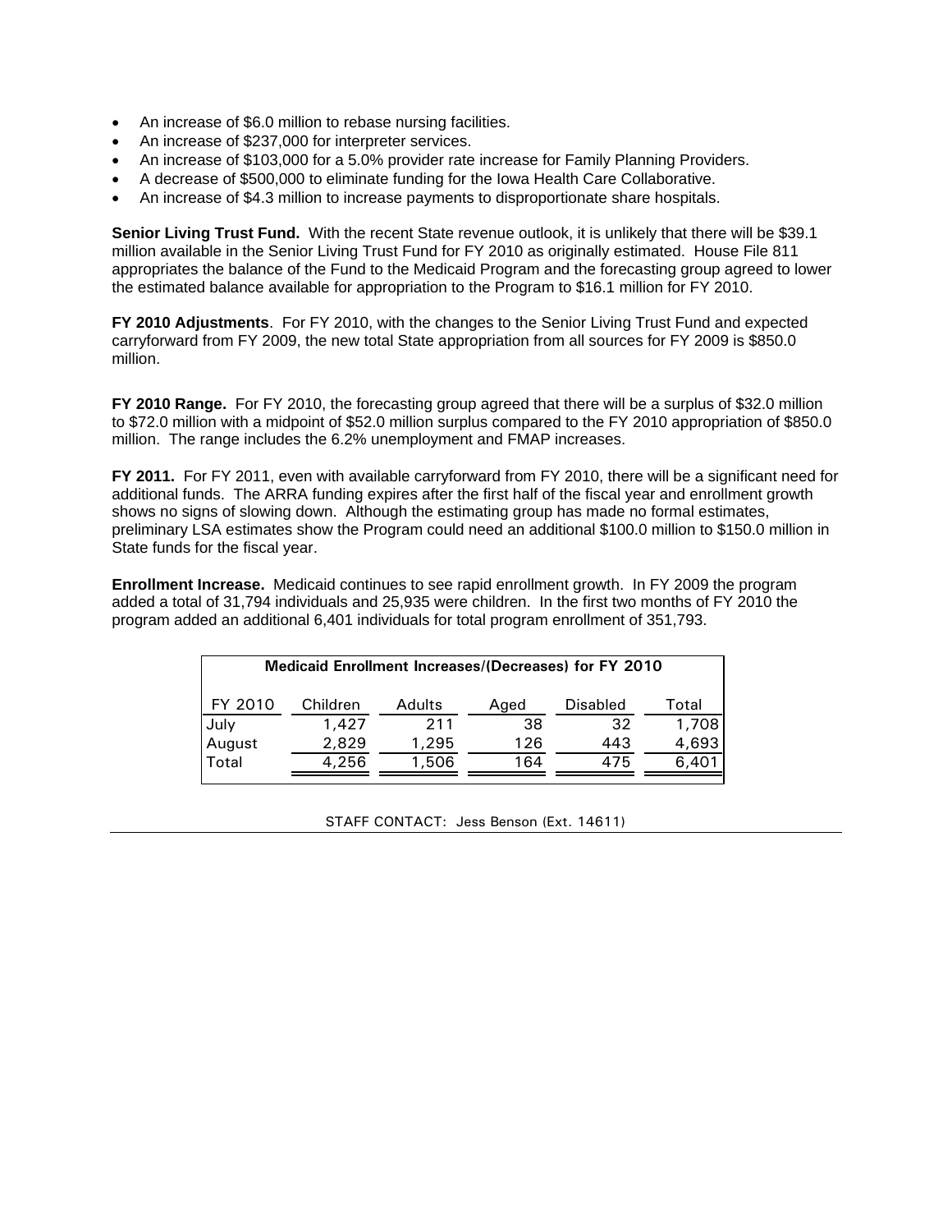- An increase of $6.0 million to rebase nursing facilities.
- An increase of $237,000 for interpreter services.
- An increase of $103,000 for a 5.0% provider rate increase for Family Planning Providers.
- A decrease of $500,000 to eliminate funding for the Iowa Health Care Collaborative.
- An increase of $4.3 million to increase payments to disproportionate share hospitals.

**Senior Living Trust Fund.** With the recent State revenue outlook, it is unlikely that there will be $39.1 million available in the Senior Living Trust Fund for FY 2010 as originally estimated. House File 811 appropriates the balance of the Fund to the Medicaid Program and the forecasting group agreed to lower the estimated balance available for appropriation to the Program to $16.1 million for FY 2010.

**FY 2010 Adjustments**. For FY 2010, with the changes to the Senior Living Trust Fund and expected carryforward from FY 2009, the new total State appropriation from all sources for FY 2009 is $850.0 million.

**FY 2010 Range.** For FY 2010, the forecasting group agreed that there will be a surplus of $32.0 million to $72.0 million with a midpoint of $52.0 million surplus compared to the FY 2010 appropriation of $850.0 million. The range includes the 6.2% unemployment and FMAP increases.

**FY 2011.** For FY 2011, even with available carryforward from FY 2010, there will be a significant need for additional funds. The ARRA funding expires after the first half of the fiscal year and enrollment growth shows no signs of slowing down. Although the estimating group has made no formal estimates, preliminary LSA estimates show the Program could need an additional $100.0 million to $150.0 million in State funds for the fiscal year.

**Enrollment Increase.** Medicaid continues to see rapid enrollment growth. In FY 2009 the program added a total of 31,794 individuals and 25,935 were children. In the first two months of FY 2010 the program added an additional 6,401 individuals for total program enrollment of 351,793.

**Medicaid Enrollment Increases/(Decreases) for FY 2010**

| FY 2010 | Children | Adults | Aged | Disabled | Total |
|---|---|---|---|---|---|
| July | 1,427 | 211 | 38 | 32 | 1,708 |
| August | 2,829 | 1,295 | 126 | 443 | 4,693 |
| Total | 4,256 | 1,506 | 164 | 475 | 6,401 |

STAFF CONTACT: Jess Benson (Ext. 14611)